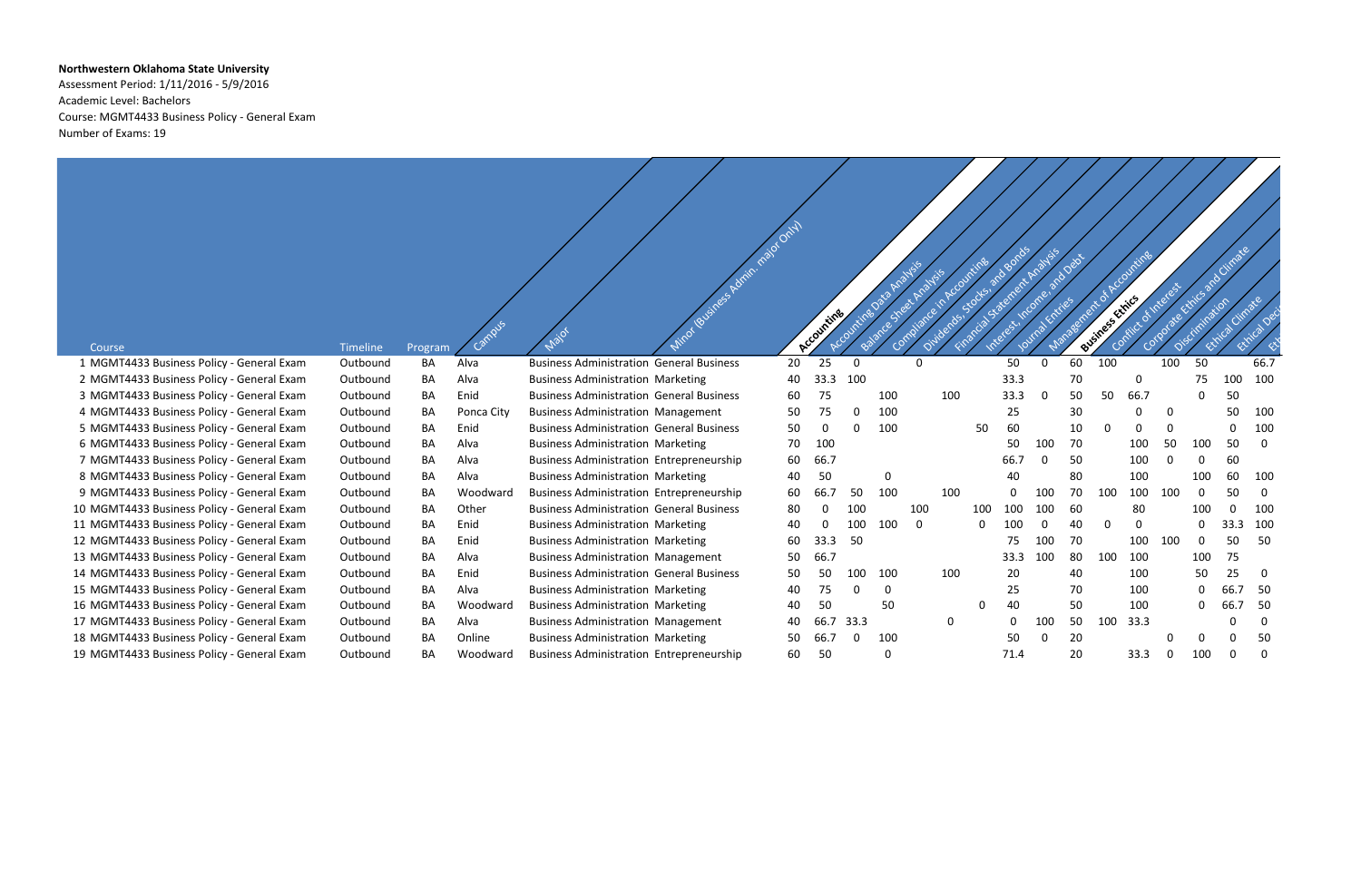**Northwestern Oklahoma State University**

Assessment Period: 1/11/2016 - 5/9/2016

Academic Level: Bachelors

Course: MGMT4433 Business Policy - General Exam

Number of Exams: 19

| Course | Timeline | Program | Campus | Major | Minor (Business Admin. major Only) | Accounting | Accounting Data Analysis | Balance Sheet Analysis | Compliance in Accounting | Dividends, Stocks, and Bonds | Financial Statement Analysis | Interest, Income, and Debt | Journal Entries | Management of Accounting | Business Ethics | Conflict of Interest | Corporate Ethics and Climate | Discrimination | Ethical Climate | Ethical Dec | Et |
|---|---|---|---|---|---|---|---|---|---|---|---|---|---|---|---|---|---|---|---|---|---|
| 1 MGMT4433 Business Policy - General Exam | Outbound | BA | Alva | Business Administration | General Business | 20 | 25 | 0 | | 0 | | | 50 | 0 | 60 | 100 | | 100 | 50 | | 66.7 |
| 2 MGMT4433 Business Policy - General Exam | Outbound | BA | Alva | Business Administration | Marketing | 40 | 33.3 | 100 | | | | | 33.3 | | 70 | | 0 | | 75 | 100 | 100 |
| 3 MGMT4433 Business Policy - General Exam | Outbound | BA | Enid | Business Administration | General Business | 60 | 75 | | 100 | | 100 | | 33.3 | 0 | 50 | 50 | 66.7 | | 0 | 50 | |
| 4 MGMT4433 Business Policy - General Exam | Outbound | BA | Ponca City | Business Administration | Management | 50 | 75 | 0 | 100 | | | | 25 | | 30 | | 0 | 0 | | 50 | 100 |
| 5 MGMT4433 Business Policy - General Exam | Outbound | BA | Enid | Business Administration | General Business | 50 | 0 | 0 | 100 | | | 50 | 60 | | 10 | 0 | 0 | 0 | | 0 | 100 |
| 6 MGMT4433 Business Policy - General Exam | Outbound | BA | Alva | Business Administration | Marketing | 70 | 100 | | | | | | 50 | 100 | 70 | | 100 | 50 | 100 | 50 | 0 |
| 7 MGMT4433 Business Policy - General Exam | Outbound | BA | Alva | Business Administration | Entrepreneurship | 60 | 66.7 | | | | | | 66.7 | 0 | 50 | | 100 | 0 | 0 | 60 | |
| 8 MGMT4433 Business Policy - General Exam | Outbound | BA | Alva | Business Administration | Marketing | 40 | 50 | | 0 | | | | 40 | | 80 | | 100 | | 100 | 60 | 100 |
| 9 MGMT4433 Business Policy - General Exam | Outbound | BA | Woodward | Business Administration | Entrepreneurship | 60 | 66.7 | 50 | 100 | | 100 | | 0 | 100 | 70 | 100 | 100 | 100 | 0 | 50 | 0 |
| 10 MGMT4433 Business Policy - General Exam | Outbound | BA | Other | Business Administration | General Business | 80 | 0 | 100 | | 100 | | 100 | 100 | 100 | 60 | | 80 | | 100 | 0 | 100 |
| 11 MGMT4433 Business Policy - General Exam | Outbound | BA | Enid | Business Administration | Marketing | 40 | 0 | 100 | 100 | 0 | | 0 | 100 | 0 | 40 | 0 | 0 | | 0 | 33.3 | 100 |
| 12 MGMT4433 Business Policy - General Exam | Outbound | BA | Enid | Business Administration | Marketing | 60 | 33.3 | 50 | | | | | 75 | 100 | 70 | | 100 | 100 | 0 | 50 | 50 |
| 13 MGMT4433 Business Policy - General Exam | Outbound | BA | Alva | Business Administration | Management | 50 | 66.7 | | | | | | 33.3 | 100 | 80 | 100 | 100 | | 100 | 75 | |
| 14 MGMT4433 Business Policy - General Exam | Outbound | BA | Enid | Business Administration | General Business | 50 | 50 | 100 | 100 | | 100 | | 20 | | 40 | | 100 | | 50 | 25 | 0 |
| 15 MGMT4433 Business Policy - General Exam | Outbound | BA | Alva | Business Administration | Marketing | 40 | 75 | 0 | 0 | | | | 25 | | 70 | | 100 | | 0 | 66.7 | 50 |
| 16 MGMT4433 Business Policy - General Exam | Outbound | BA | Woodward | Business Administration | Marketing | 40 | 50 | | 50 | | | 0 | 40 | | 50 | | 100 | | 0 | 66.7 | 50 |
| 17 MGMT4433 Business Policy - General Exam | Outbound | BA | Alva | Business Administration | Management | 40 | 66.7 | 33.3 | | | 0 | | 0 | 100 | 50 | 100 | 33.3 | | | 0 | 0 |
| 18 MGMT4433 Business Policy - General Exam | Outbound | BA | Online | Business Administration | Marketing | 50 | 66.7 | 0 | 100 | | | | 50 | 0 | 20 | | | 0 | 0 | 0 | 50 |
| 19 MGMT4433 Business Policy - General Exam | Outbound | BA | Woodward | Business Administration | Entrepreneurship | 60 | 50 | | 0 | | | | 71.4 | | 20 | | 33.3 | 0 | 100 | 0 | 0 |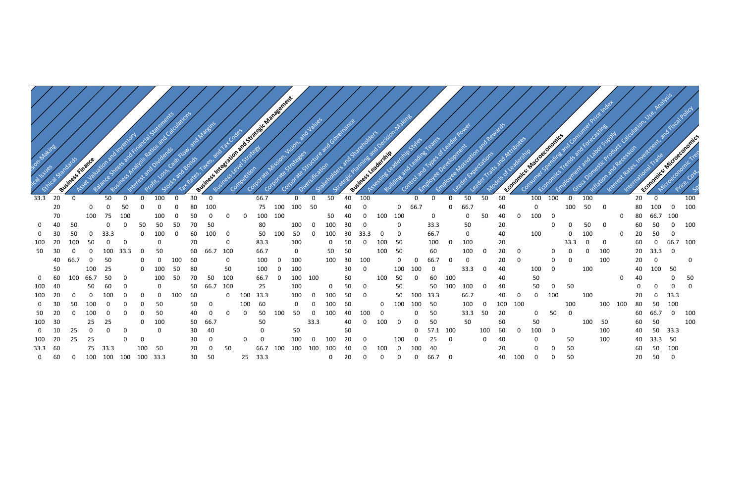| ical Issues | Ethical Standards | Business Finance | Asset Valuation and Inventory | Balance Sheets and Financial Statements | Business Analysis Ratios and Calculations | Interest and Dividends | Profit, Loss, Cash Flow, and Margins | Stocks and Bonds | Tax Rates, Taxes, and Tax Codes | Business Integration and Strategic Management | Business-Level Strategy | Competition | Corporate Mission, Vision, and Values | Corporate Strategies | Corporate Structure and Governance | Diversification | Stakeholders and Shareholders | Strategic Planning and Decision-Making | Business Leadership | Assessing Leadership Styles | Building and Leading Teams | Control and Types of Leader Power | Employee Development | Employee Motivation and Rewards | Leader Expectations | Leader Traits and Attributes | Models of Leadership | Economics: Macroeconomics | Consumer Spending and Consumer Price Index | Economics Trends and Forecasting | Employment and Labor Supply | Gross Domestic Product: Calculation, Use, Analysis | Inflation and Recession | Interest Rates, Investment, and Fiscal Policy | International Trade | Economics: Microeconomics | Microeconomic Tre | Price, Cost, |
|---|---|---|---|---|---|---|---|---|---|---|---|---|---|---|---|---|---|---|---|---|---|---|---|---|---|---|---|---|---|---|---|---|---|---|---|---|---|---|
| 33.3 | 20 | 0 |  | 50 | 0 | 0 | 100 | 0 | 30 | 0 |  |  | 66.7 |  | 0 | 0 | 50 | 40 | 100 |  |  | 0 | 0 | 0 | 50 | 50 | 60 |  | 100 | 100 | 0 | 100 |  |  | 20 | 0 |  | 100 |
|  | 20 |  | 0 | 0 | 50 | 0 | 0 | 0 | 80 | 100 |  |  | 75 | 100 | 100 | 50 |  | 40 | 0 |  | 0 | 66.7 |  | 0 | 66.7 |  | 40 |  | 0 |  | 100 | 50 | 0 |  | 80 | 100 | 0 | 100 |
|  | 70 |  | 100 | 75 | 100 |  | 100 | 0 | 50 | 0 | 0 | 0 | 100 | 100 |  |  | 50 | 40 | 0 | 100 | 100 |  | 0 |  | 0 | 50 | 40 | 0 | 100 | 0 |  |  |  | 0 | 80 | 66.7 | 100 |  |
| 0 | 40 | 50 |  | 0 | 0 | 50 | 50 | 50 | 70 | 50 |  |  | 80 |  | 100 | 0 | 100 | 30 | 0 |  | 0 |  | 33.3 |  | 50 |  | 20 |  |  | 0 | 0 | 50 | 0 |  | 60 | 50 | 0 | 100 |
| 0 | 30 | 50 | 0 | 33.3 |  | 0 | 100 | 0 | 60 | 100 | 0 |  | 50 | 100 | 50 | 0 | 100 | 30 | 33.3 | 0 | 0 |  | 66.7 |  | 0 |  | 40 |  | 100 |  | 0 | 100 |  | 0 | 20 | 50 | 0 |  |
| 100 | 20 | 100 | 50 | 0 | 0 |  | 0 |  | 70 |  | 0 |  | 83.3 |  | 100 |  | 0 | 50 | 0 | 100 | 50 |  | 100 | 0 | 100 |  | 20 |  |  |  | 33.3 | 0 | 0 |  | 60 | 0 | 66.7 | 100 |
| 50 | 30 | 0 | 0 | 100 | 33.3 | 0 | 50 |  | 60 | 66.7 | 100 |  | 66.7 |  |  |  | 50 | 60 |  | 100 | 50 |  | 60 |  | 100 | 0 | 20 | 0 |  | 0 | 0 | 0 | 100 |  | 20 | 33.3 | 0 |  |
|  | 40 | 66.7 | 0 | 50 |  | 0 | 0 | 100 | 60 |  | 0 |  | 100 | 0 | 100 |  | 100 | 30 | 100 |  | 0 | 0 | 66.7 | 0 | 0 |  | 20 | 0 |  | 0 | 0 |  | 100 |  | 20 | 0 |  | 0 |
|  | 50 |  | 100 | 25 |  | 0 | 100 | 50 | 80 |  | 50 |  | 100 | 0 | 100 |  |  | 30 | 0 |  | 100 | 100 | 0 |  | 33.3 | 0 | 40 |  | 100 | 0 |  | 100 |  |  | 40 | 100 | 50 |  |
| 0 | 60 | 100 | 66.7 | 50 | 0 |  | 100 | 50 | 70 | 50 | 100 |  | 66.7 | 0 | 100 | 100 |  | 60 |  | 100 | 50 | 0 | 60 | 100 |  |  | 40 |  | 50 |  |  |  |  | 0 | 40 |  | 0 | 50 |
| 100 | 40 |  | 50 | 60 | 0 |  | 0 |  | 50 | 66.7 | 100 |  | 25 |  | 100 |  | 0 | 50 | 0 |  | 50 |  | 50 | 100 | 100 | 0 | 40 |  | 50 | 0 | 50 |  |  |  | 0 | 0 | 0 | 0 |
| 100 | 20 | 0 | 0 | 100 | 0 | 0 | 0 | 100 | 60 |  | 0 | 100 | 33.3 |  | 100 | 0 | 100 | 50 | 0 |  | 50 | 100 | 33.3 |  | 66.7 |  | 40 | 0 | 0 | 100 |  | 100 |  |  | 20 | 0 | 33.3 |  |
| 0 | 30 | 50 | 100 | 0 | 0 | 0 | 50 |  | 50 | 0 |  | 100 | 60 |  | 0 | 0 | 100 | 60 |  | 0 | 100 | 100 | 50 |  | 100 | 0 | 100 | 100 |  |  | 100 |  | 100 | 100 | 80 | 50 | 100 |  |
| 50 | 20 | 0 | 100 | 0 | 0 | 0 | 50 |  | 40 | 0 | 0 | 0 | 50 | 100 | 50 | 0 | 100 | 40 | 100 | 0 |  | 0 | 50 |  | 33.3 | 50 | 20 |  | 0 | 50 | 0 |  |  |  | 60 | 66.7 | 0 | 100 |
| 100 | 30 |  | 25 | 25 |  | 0 | 100 |  | 50 | 66.7 |  |  | 50 |  |  | 33.3 |  | 40 | 0 | 100 | 0 | 0 | 50 |  | 50 |  | 60 |  | 50 |  |  | 100 | 50 |  | 60 | 50 |  | 100 |
| 0 | 10 | 25 | 0 | 0 | 0 |  | 0 |  | 30 | 40 |  |  | 0 |  | 50 |  |  | 60 |  |  |  | 0 | 57.1 | 100 |  | 100 | 60 | 0 | 100 | 0 |  |  | 100 |  | 40 | 50 | 33.3 |  |
| 100 | 20 | 25 | 25 |  | 0 | 0 |  |  | 30 | 0 |  | 0 | 0 |  | 100 | 0 | 100 | 20 | 0 |  | 100 | 0 | 25 | 0 |  | 0 | 40 |  | 0 |  |  | 50 | 100 |  | 40 | 33.3 | 50 |  |
| 33.3 | 60 |  | 75 | 33.3 |  | 100 | 50 |  | 70 | 0 | 50 |  | 66.7 | 100 | 100 | 100 | 100 | 40 | 0 | 100 | 0 | 100 | 40 |  |  |  | 20 |  |  | 0 | 0 | 50 |  |  | 60 | 50 | 100 |  |
| 0 | 60 | 0 | 100 | 100 | 100 | 100 | 33.3 |  | 30 | 50 |  | 25 | 33.3 |  |  |  | 0 | 20 | 0 | 0 | 0 | 0 | 66.7 | 0 |  |  | 40 | 100 | 0 | 0 | 50 |  |  |  | 20 | 50 | 0 |  |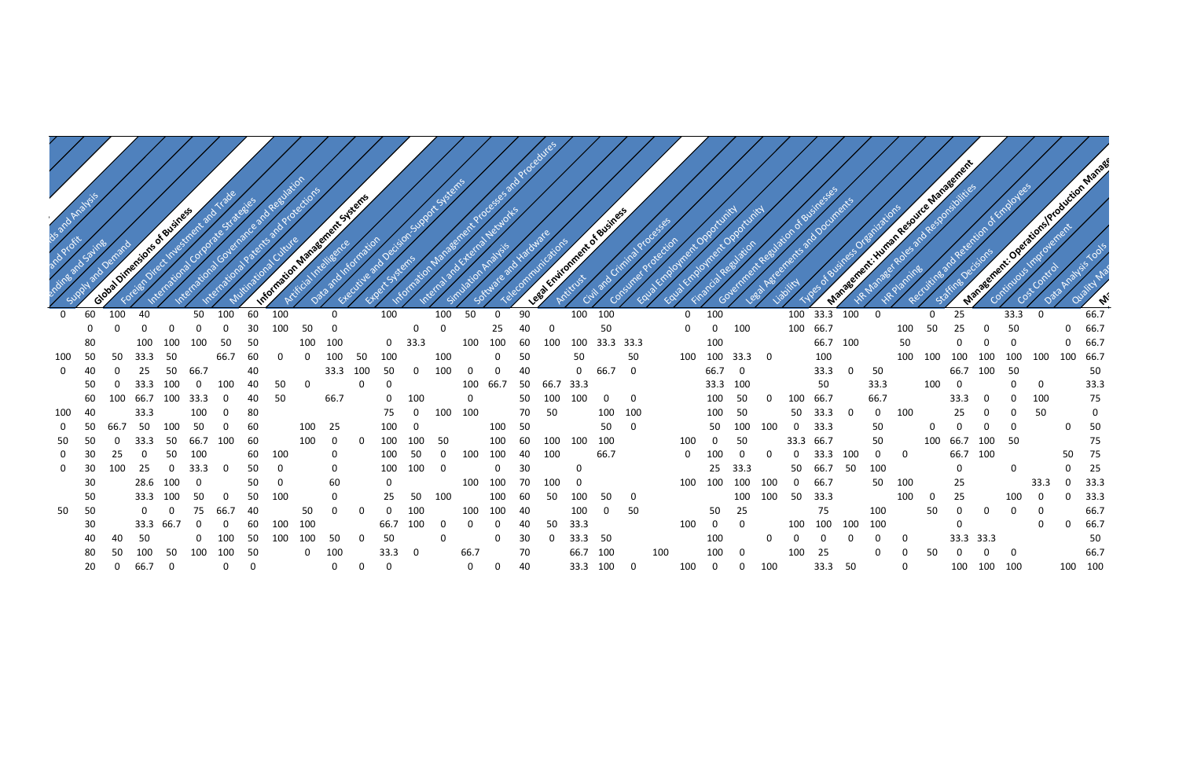| Supply and Demand | **Global Dimensions of Business** | Foreign Direct Investment and Trade | International Corporate Strategies | International Governance and Regulation | International Patents and Protections | Multinational Culture | **Information Management Systems** | Artificial Intelligence | Data and Information | Executive and Decision-Support Systems | Expert Systems | Information Management Processes and Procedures | Internal and External Networks | Simulation Analysis | Software and Hardware | Telecommunications | **Legal Environment of Business** | Antitrust | Civil and Criminal Processes | Consumer Protection | Equal Employment Opportunity | Equal Employment Opportunity | Financial Regulation | Government Regulation of Businesses | Legal Agreements and Documents | Liability | Types of Business Organizations | **Management: Human Resource Management** | HR Manager Roles and Responsibilities | HR Planning | Recruiting and Retention of Employees | Staffing Decisions | **Management: Operations/Production Management** | Continuous Improvement | Cost Control | Data Analysis Tools | Quality Ma | M |
|---|---|---|---|---|---|---|---|---|---|---|---|---|---|---|---|---|---|---|---|---|---|---|---|---|---|---|---|---|---|---|---|---|---|---|---|---|---|---|
| 0 | 60 | 100 | 40 | | 50 | 100 | 60 | 100 | | 0 | | 100 | | 100 | 50 | 0 | 90 | | 100 | 100 | | | 0 | 100 | | | 100 | 33.3 | 100 | 0 | | 0 | 25 | | 33.3 | 0 | | 66.7 |
| | 0 | 0 | 0 | 0 | 0 | 0 | 30 | 100 | 50 | 0 | | | 0 | 0 | | 25 | 40 | 0 | | 50 | | | 0 | 0 | 100 | | 100 | 66.7 | | | 100 | 50 | 25 | 0 | 50 | | 0 | 66.7 |
| | 80 | | 100 | 100 | 100 | 50 | 50 | | 100 | 100 | | 0 | 33.3 | | 100 | 100 | 60 | 100 | 100 | 33.3 | 33.3 | | | 100 | | | | 66.7 | 100 | | 50 | | 0 | 0 | 0 | | 0 | 66.7 |
| 100 | 50 | 50 | 33.3 | 50 | | 66.7 | 60 | 0 | 0 | 100 | 50 | 100 | | 100 | | 0 | 50 | | 50 | | 50 | | 100 | 100 | 33.3 | 0 | | 100 | | | 100 | 100 | 100 | 100 | 100 | 100 | 100 | 66.7 |
| 0 | 40 | 0 | 25 | 50 | 66.7 | | 40 | | | 33.3 | 100 | 50 | 0 | 100 | 0 | 0 | 40 | | 0 | 66.7 | 0 | | | 66.7 | 0 | | | 33.3 | 0 | 50 | | | 66.7 | 100 | 50 | | | 50 |
| | 50 | 0 | 33.3 | 100 | 0 | 100 | 40 | 50 | 0 | | 0 | 0 | | | 100 | 66.7 | 50 | 66.7 | 33.3 | | | | | 33.3 | 100 | | | 50 | | 33.3 | | 100 | 0 | | 0 | 0 | | 33.3 |
| | 60 | 100 | 66.7 | 100 | 33.3 | 0 | 40 | 50 | | 66.7 | | 0 | 100 | 0 | | | 50 | 100 | 100 | 0 | 0 | | | 100 | 50 | 0 | 100 | 66.7 | | 66.7 | | | 33.3 | 0 | 0 | 100 | | 75 |
| 100 | 40 | | 33.3 | | 100 | 0 | 80 | | | | | 75 | 0 | 100 | 100 | | 70 | 50 | | 100 | 100 | | | 100 | 50 | | 50 | 33.3 | 0 | 0 | 100 | | 25 | 0 | 0 | 50 | | 0 |
| 0 | 50 | 66.7 | 50 | 100 | 50 | 0 | 60 | | 100 | 25 | | 100 | 0 | | | 100 | 50 | | | 50 | 0 | | | 50 | 100 | 100 | 0 | 33.3 | | 50 | | 0 | 0 | 0 | 0 | | 0 | 50 |
| 50 | 50 | 0 | 33.3 | 50 | 66.7 | 100 | 60 | | 100 | 0 | 0 | 100 | 100 | 50 | | 100 | 60 | 100 | 100 | 100 | | | 100 | 0 | | | 33.3 | 66.7 | | 50 | | 100 | 66.7 | 100 | 50 | | | 75 |
| 0 | 30 | 25 | 0 | 50 | 100 | | 60 | 100 | | 0 | | 100 | 50 | 0 | 100 | 100 | 40 | 100 | | 66.7 | | | 0 | 100 | | 0 | 0 | 33.3 | 100 | 0 | 0 | | 66.7 | 100 | | | 50 | 75 |
| 0 | 30 | 100 | 25 | 0 | 33.3 | 0 | 50 | 0 | | 0 | | 100 | 100 | 0 | | 0 | 30 | | 0 | | | | | 25 | 33.3 | | 50 | 66.7 | 50 | 100 | | | 0 | | 0 | | 0 | 25 |
| | 30 | | 28.6 | 100 | 0 | | 50 | 0 | | 60 | | 0 | | | 100 | 100 | 70 | 100 | 0 | | | | 100 | 100 | 100 | 100 | 0 | 66.7 | | 50 | 100 | | 25 | | | 33.3 | 0 | 33.3 |
| | 50 | | 33.3 | 100 | 50 | 0 | 50 | 100 | | 0 | | 25 | 50 | 100 | | 100 | 60 | 50 | 100 | 50 | 0 | | | | 100 | 100 | 50 | 33.3 | | | 100 | 0 | 25 | | 100 | 0 | 0 | 33.3 |
| 50 | 50 | | 0 | 0 | 75 | 66.7 | 40 | | 50 | 0 | 0 | 0 | 100 | | 100 | 100 | 40 | | 100 | 0 | 50 | | | 50 | 25 | | | 75 | | 100 | | 50 | 0 | 0 | 0 | 0 | | 66.7 |
| | 30 | | 33.3 | 66.7 | 0 | 0 | 60 | 100 | 100 | | | 66.7 | 100 | 0 | 0 | 0 | 40 | 50 | 33.3 | | | | 100 | 0 | 0 | | 100 | 100 | 100 | 100 | | | 0 | | | 0 | 0 | 66.7 |
| | 40 | 40 | 50 | | 0 | 100 | 50 | 100 | 100 | 50 | 0 | 50 | | 0 | | 0 | 30 | 0 | 33.3 | 50 | | | | 100 | | 0 | 0 | 0 | 0 | 0 | 0 | | 33.3 | 33.3 | | | | 50 |
| | 80 | 50 | 100 | 50 | 100 | 100 | 50 | | 0 | 100 | | 33.3 | 0 | | 66.7 | | 70 | | 66.7 | 100 | | 100 | | 100 | 0 | | 100 | 25 | | 0 | 0 | 50 | 0 | 0 | 0 | | | 66.7 |
| | 20 | 0 | 66.7 | 0 | | 0 | 0 | | | 0 | 0 | 0 | | | 0 | 0 | 40 | | 33.3 | 100 | 0 | | 100 | 0 | 0 | 100 | | 33.3 | 50 | | 0 | | 100 | 100 | 100 | | 100 | 100 |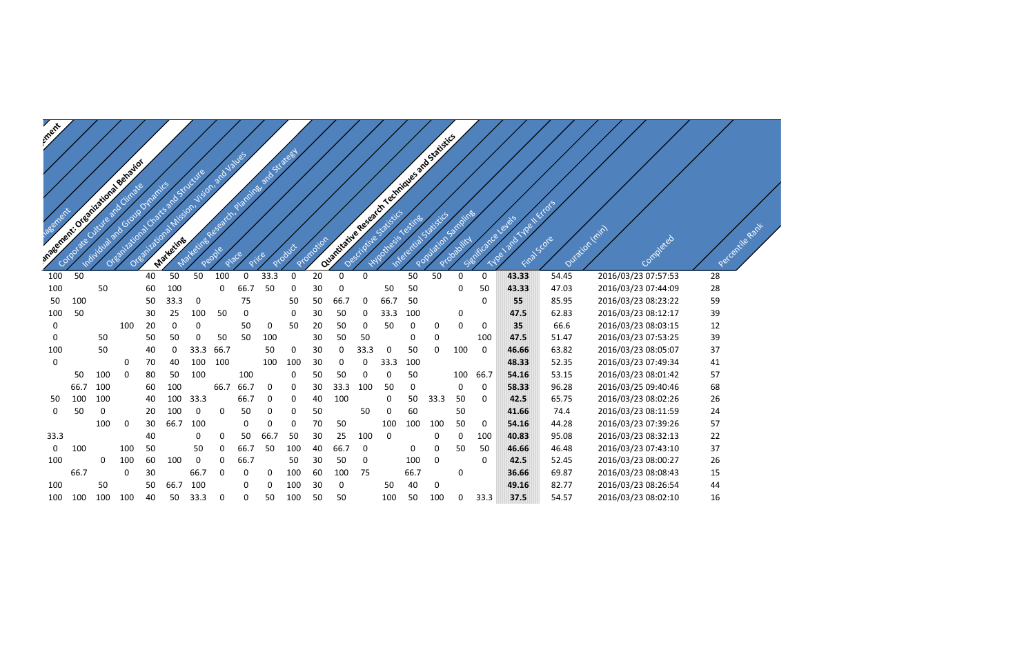…ement

…agement

…anagement: Organizational Behavior

| Corporate Culture and Climate | Individual and Group Dynamics | Organizational Charts and Structure | Organizational Mission, Vision, and Values | **Marketing** | Marketing Research, Planning, and Strategy | People | Place | Price | Product | Promotion | **Quantitative Research Techniques and Statistics** | Descriptive Statistics | Hypothesis Testing | Inferential Statistics | Population Sampling | Probability | Significance Levels | Type I and Type II Errors | Final Score | Duration (min) | Completed | Percentile Rank |
|---|---|---|---|---|---|---|---|---|---|---|---|---|---|---|---|---|---|---|---|---|---|---|
| 100 | 50 | | | 40 | 50 | 50 | 100 | 0 | 33.3 | 0 | 20 | 0 | 0 | | 50 | 50 | 0 | 0 | **43.33** | 54.45 | 2016/03/23 07:57:53 | 28 |
| 100 | | 50 | | 60 | 100 | | 0 | 66.7 | 50 | 0 | 30 | 0 | | 50 | 50 | | 0 | 50 | **43.33** | 47.03 | 2016/03/23 07:44:09 | 28 |
| 50 | 100 | | | 50 | 33.3 | 0 | | 75 | | 50 | 50 | 66.7 | 0 | 66.7 | 50 | | | 0 | **55** | 85.95 | 2016/03/23 08:23:22 | 59 |
| 100 | 50 | | | 30 | 25 | 100 | 50 | 0 | | 0 | 30 | 50 | 0 | 33.3 | 100 | | 0 | | **47.5** | 62.83 | 2016/03/23 08:12:17 | 39 |
| 0 | | | 100 | 20 | 0 | 0 | | 50 | 0 | 50 | 20 | 50 | 0 | 50 | 0 | 0 | 0 | 0 | **35** | 66.6 | 2016/03/23 08:03:15 | 12 |
| 0 | | 50 | | 50 | 50 | 0 | 50 | 50 | 100 | | 30 | 50 | 50 | | 0 | 0 | | 100 | **47.5** | 51.47 | 2016/03/23 07:53:25 | 39 |
| 100 | | 50 | | 40 | 0 | 33.3 | 66.7 | | 50 | 0 | 30 | 0 | 33.3 | 0 | 50 | 0 | 100 | 0 | **46.66** | 63.82 | 2016/03/23 08:05:07 | 37 |
| 0 | | | 0 | 70 | 40 | 100 | 100 | | 100 | 100 | 30 | 0 | 0 | 33.3 | 100 | | | | **48.33** | 52.35 | 2016/03/23 07:49:34 | 41 |
| | 50 | 100 | 0 | 80 | 50 | 100 | | 100 | | 0 | 50 | 50 | 0 | 0 | 50 | | 100 | 66.7 | **54.16** | 53.15 | 2016/03/23 08:01:42 | 57 |
| | 66.7 | 100 | | 60 | 100 | | 66.7 | 66.7 | 0 | 0 | 30 | 33.3 | 100 | 50 | 0 | | 0 | 0 | **58.33** | 96.28 | 2016/03/25 09:40:46 | 68 |
| 50 | 100 | 100 | | 40 | 100 | 33.3 | | 66.7 | 0 | 0 | 40 | 100 | | 0 | 50 | 33.3 | 50 | 0 | **42.5** | 65.75 | 2016/03/23 08:02:26 | 26 |
| 0 | 50 | 0 | | 20 | 100 | 0 | 0 | 50 | 0 | 0 | 50 | | 50 | 0 | 60 | | 50 | | **41.66** | 74.4 | 2016/03/23 08:11:59 | 24 |
| | | 100 | 0 | 30 | 66.7 | 100 | | 0 | 0 | 0 | 70 | 50 | | 100 | 100 | 100 | 50 | 0 | **54.16** | 44.28 | 2016/03/23 07:39:26 | 57 |
| 33.3 | | | | 40 | | 0 | 0 | 50 | 66.7 | 50 | 30 | 25 | 100 | 0 | | 0 | 0 | 100 | **40.83** | 95.08 | 2016/03/23 08:32:13 | 22 |
| 0 | 100 | | 100 | 50 | | 50 | 0 | 66.7 | 50 | 100 | 40 | 66.7 | 0 | | 0 | 0 | 50 | 50 | **46.66** | 46.48 | 2016/03/23 07:43:10 | 37 |
| 100 | | 0 | 100 | 60 | 100 | 0 | 0 | 66.7 | | 50 | 30 | 50 | 0 | | 100 | 0 | | 0 | **42.5** | 52.45 | 2016/03/23 08:00:27 | 26 |
| | 66.7 | | 0 | 30 | | 66.7 | 0 | 0 | 0 | 100 | 60 | 100 | 75 | | 66.7 | | 0 | | **36.66** | 69.87 | 2016/03/23 08:08:43 | 15 |
| 100 | | 50 | | 50 | 66.7 | 100 | | 0 | 0 | 100 | 30 | 0 | | 50 | 40 | 0 | | | **49.16** | 82.77 | 2016/03/23 08:26:54 | 44 |
| 100 | 100 | 100 | 100 | 40 | 50 | 33.3 | 0 | 0 | 50 | 100 | 50 | 50 | | 100 | 50 | 100 | 0 | 33.3 | **37.5** | 54.57 | 2016/03/23 08:02:10 | 16 |